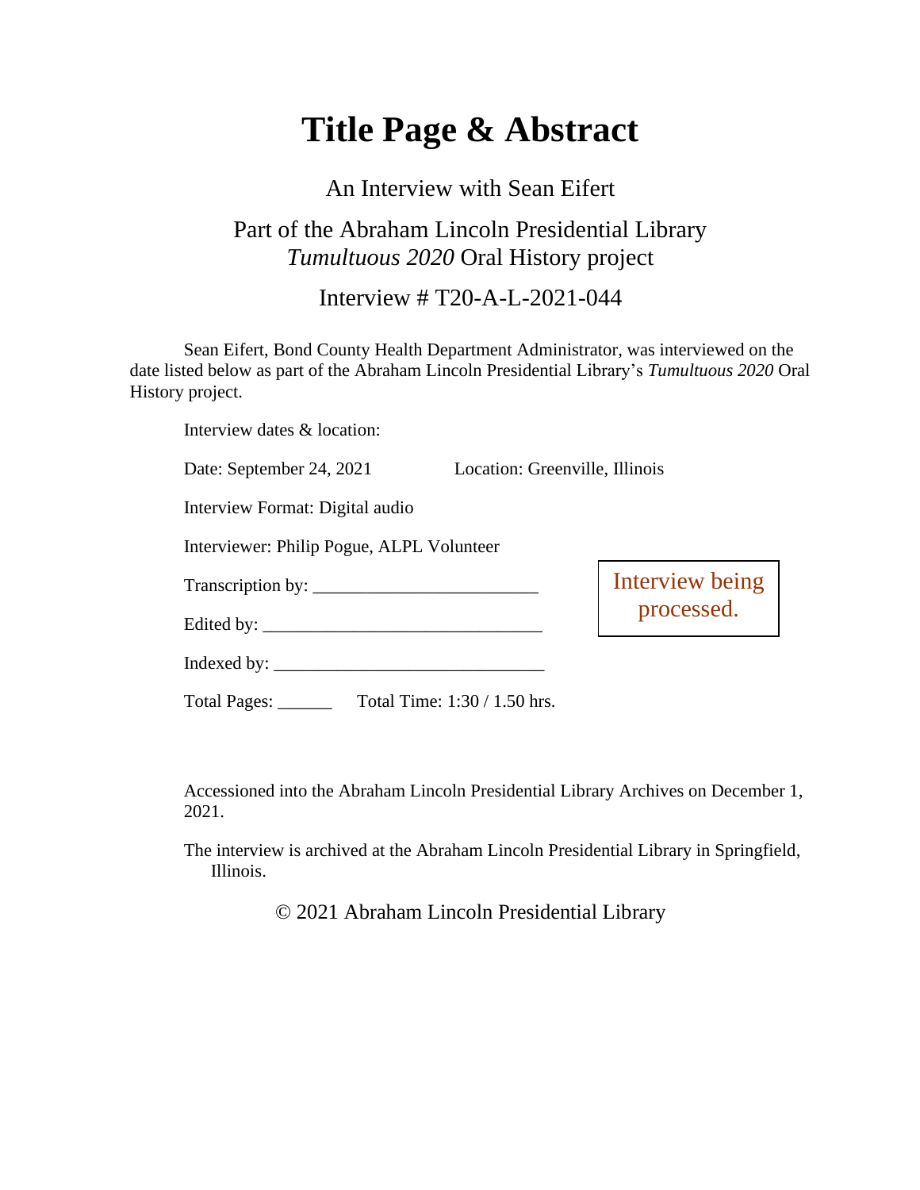# Title Page & Abstract

An Interview with Sean Eifert

Part of the Abraham Lincoln Presidential Library
*Tumultuous 2020* Oral History project

Interview # T20-A-L-2021-044

Sean Eifert, Bond County Health Department Administrator, was interviewed on the date listed below as part of the Abraham Lincoln Presidential Library's *Tumultuous 2020* Oral History project.

Interview dates & location:

Date: September 24, 2021 Location: Greenville, Illinois

Interview Format: Digital audio

Interviewer: Philip Pogue, ALPL Volunteer

Transcription by: ________________________

Edited by: ______________________________

Indexed by: _____________________________

Total Pages: ______ Total Time: 1:30 / 1.50 hrs.

Interview being processed.

Accessioned into the Abraham Lincoln Presidential Library Archives on December 1, 2021.

The interview is archived at the Abraham Lincoln Presidential Library in Springfield, Illinois.

© 2021 Abraham Lincoln Presidential Library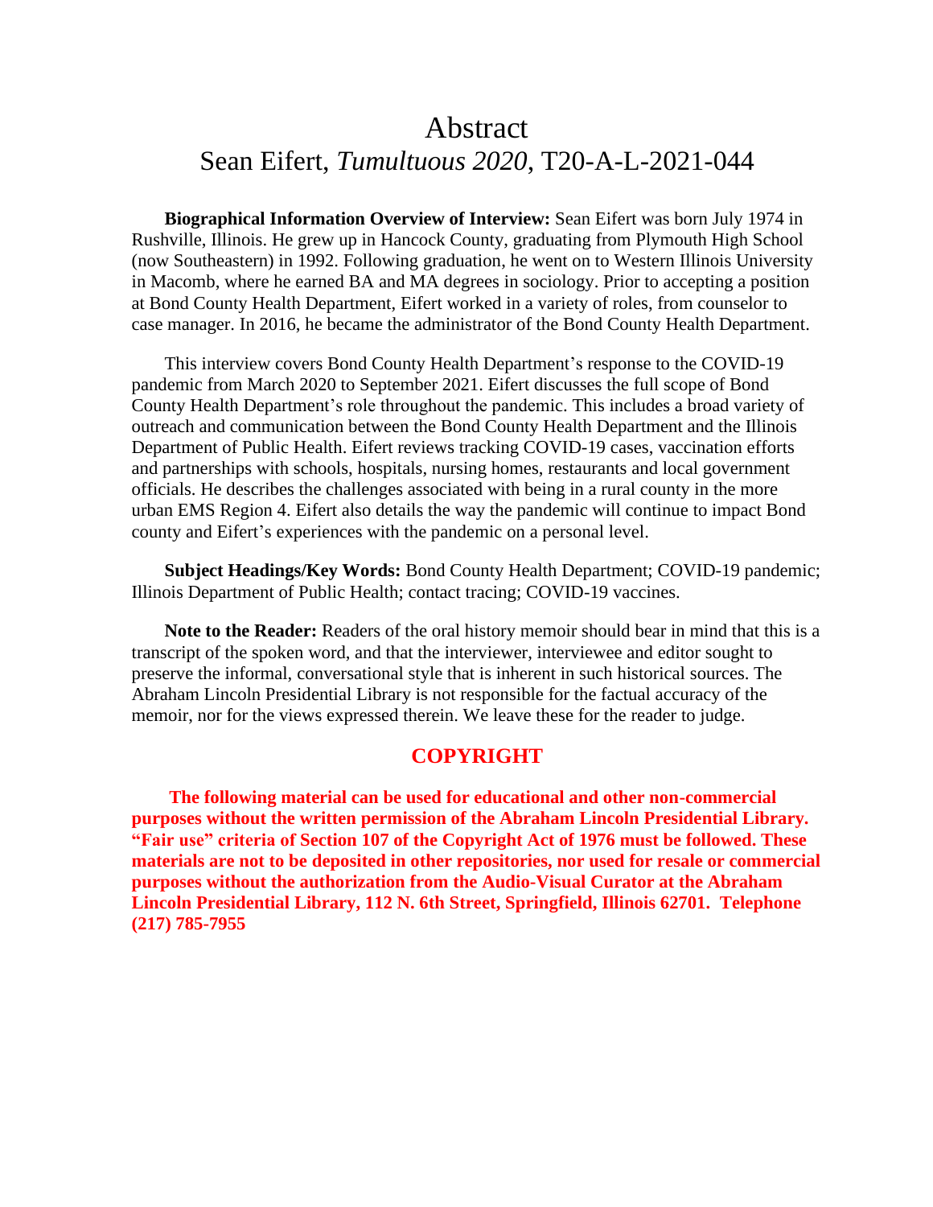# Abstract

## Sean Eifert, *Tumultuous 2020*, T20-A-L-2021-044

**Biographical Information Overview of Interview:** Sean Eifert was born July 1974 in Rushville, Illinois. He grew up in Hancock County, graduating from Plymouth High School (now Southeastern) in 1992. Following graduation, he went on to Western Illinois University in Macomb, where he earned BA and MA degrees in sociology. Prior to accepting a position at Bond County Health Department, Eifert worked in a variety of roles, from counselor to case manager. In 2016, he became the administrator of the Bond County Health Department.

This interview covers Bond County Health Department's response to the COVID-19 pandemic from March 2020 to September 2021. Eifert discusses the full scope of Bond County Health Department's role throughout the pandemic. This includes a broad variety of outreach and communication between the Bond County Health Department and the Illinois Department of Public Health. Eifert reviews tracking COVID-19 cases, vaccination efforts and partnerships with schools, hospitals, nursing homes, restaurants and local government officials. He describes the challenges associated with being in a rural county in the more urban EMS Region 4. Eifert also details the way the pandemic will continue to impact Bond county and Eifert's experiences with the pandemic on a personal level.

**Subject Headings/Key Words:** Bond County Health Department; COVID-19 pandemic; Illinois Department of Public Health; contact tracing; COVID-19 vaccines.

**Note to the Reader:** Readers of the oral history memoir should bear in mind that this is a transcript of the spoken word, and that the interviewer, interviewee and editor sought to preserve the informal, conversational style that is inherent in such historical sources. The Abraham Lincoln Presidential Library is not responsible for the factual accuracy of the memoir, nor for the views expressed therein. We leave these for the reader to judge.

## COPYRIGHT

**The following material can be used for educational and other non-commercial purposes without the written permission of the Abraham Lincoln Presidential Library. "Fair use" criteria of Section 107 of the Copyright Act of 1976 must be followed. These materials are not to be deposited in other repositories, nor used for resale or commercial purposes without the authorization from the Audio-Visual Curator at the Abraham Lincoln Presidential Library, 112 N. 6th Street, Springfield, Illinois 62701. Telephone (217) 785-7955**